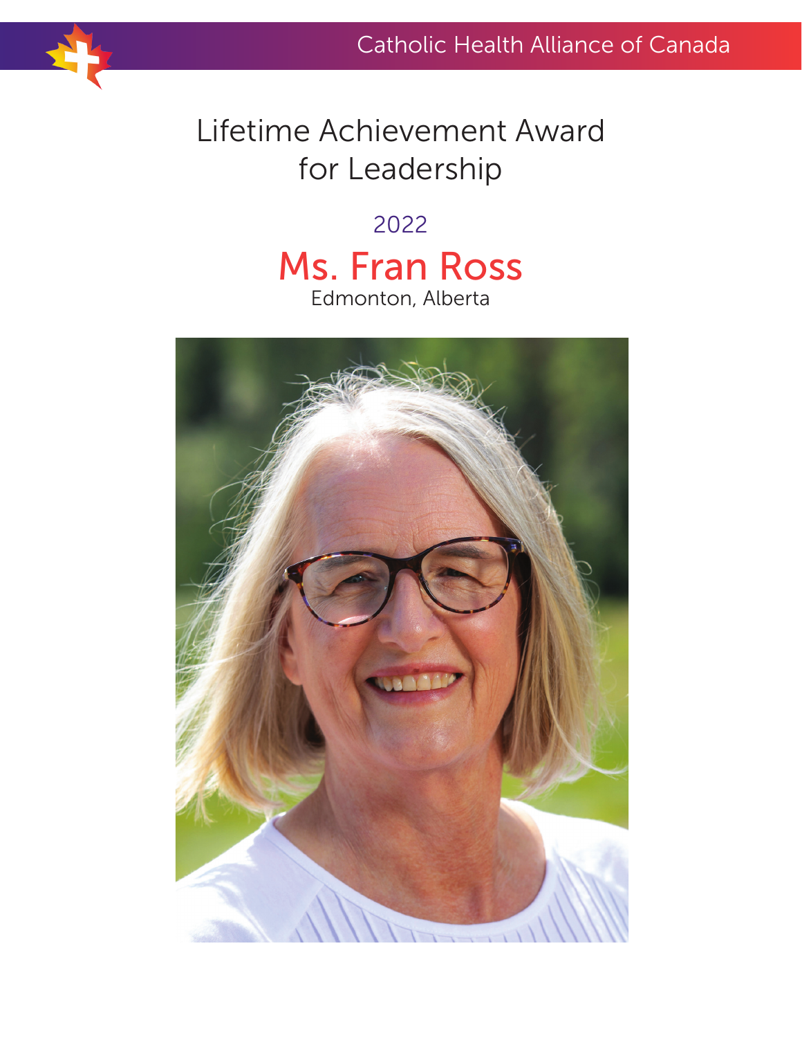Catholic Health Alliance of Canada

# Lifetime Achievement Award for Leadership

2022

## Ms. Fran Ross

Edmonton, Alberta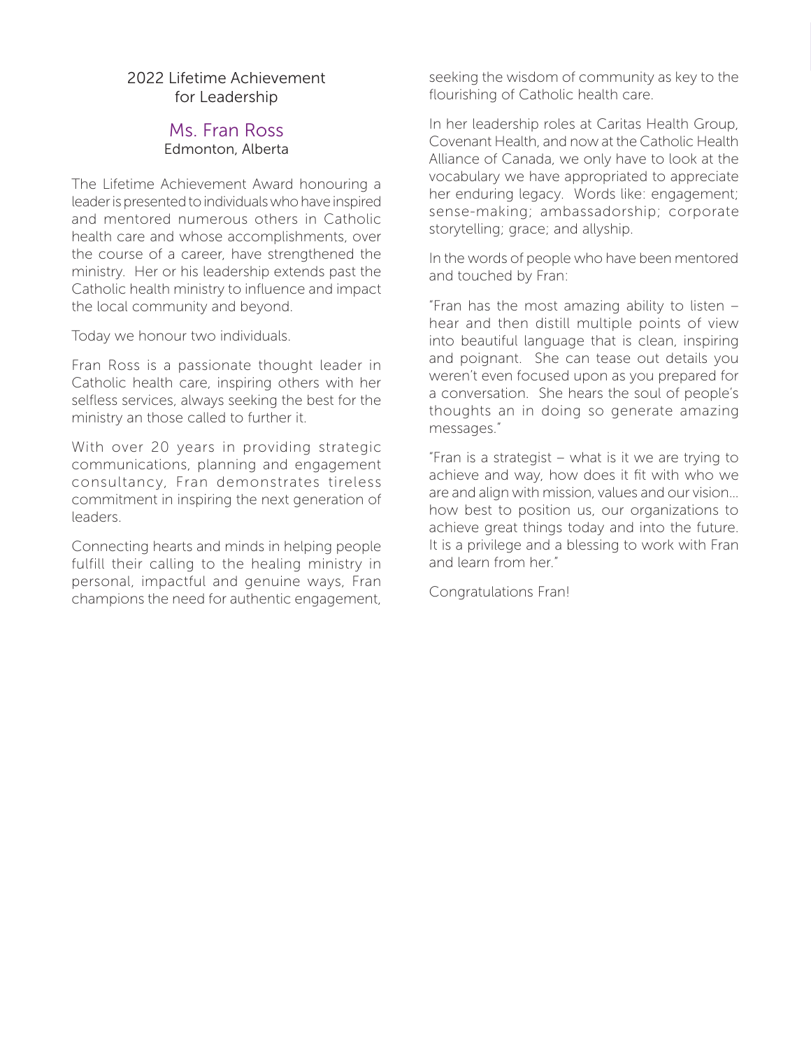## 2022 Lifetime Achievement for Leadership

### Ms. Fran Ross
Edmonton, Alberta

The Lifetime Achievement Award honouring a leader is presented to individuals who have inspired and mentored numerous others in Catholic health care and whose accomplishments, over the course of a career, have strengthened the ministry. Her or his leadership extends past the Catholic health ministry to influence and impact the local community and beyond.

Today we honour two individuals.

Fran Ross is a passionate thought leader in Catholic health care, inspiring others with her selfless services, always seeking the best for the ministry an those called to further it.

With over 20 years in providing strategic communications, planning and engagement consultancy, Fran demonstrates tireless commitment in inspiring the next generation of leaders.

Connecting hearts and minds in helping people fulfill their calling to the healing ministry in personal, impactful and genuine ways, Fran champions the need for authentic engagement, seeking the wisdom of community as key to the flourishing of Catholic health care.

In her leadership roles at Caritas Health Group, Covenant Health, and now at the Catholic Health Alliance of Canada, we only have to look at the vocabulary we have appropriated to appreciate her enduring legacy. Words like: engagement; sense-making; ambassadorship; corporate storytelling; grace; and allyship.

In the words of people who have been mentored and touched by Fran:

"Fran has the most amazing ability to listen – hear and then distill multiple points of view into beautiful language that is clean, inspiring and poignant. She can tease out details you weren't even focused upon as you prepared for a conversation. She hears the soul of people's thoughts an in doing so generate amazing messages."

"Fran is a strategist – what is it we are trying to achieve and way, how does it fit with who we are and align with mission, values and our vision... how best to position us, our organizations to achieve great things today and into the future. It is a privilege and a blessing to work with Fran and learn from her."

Congratulations Fran!